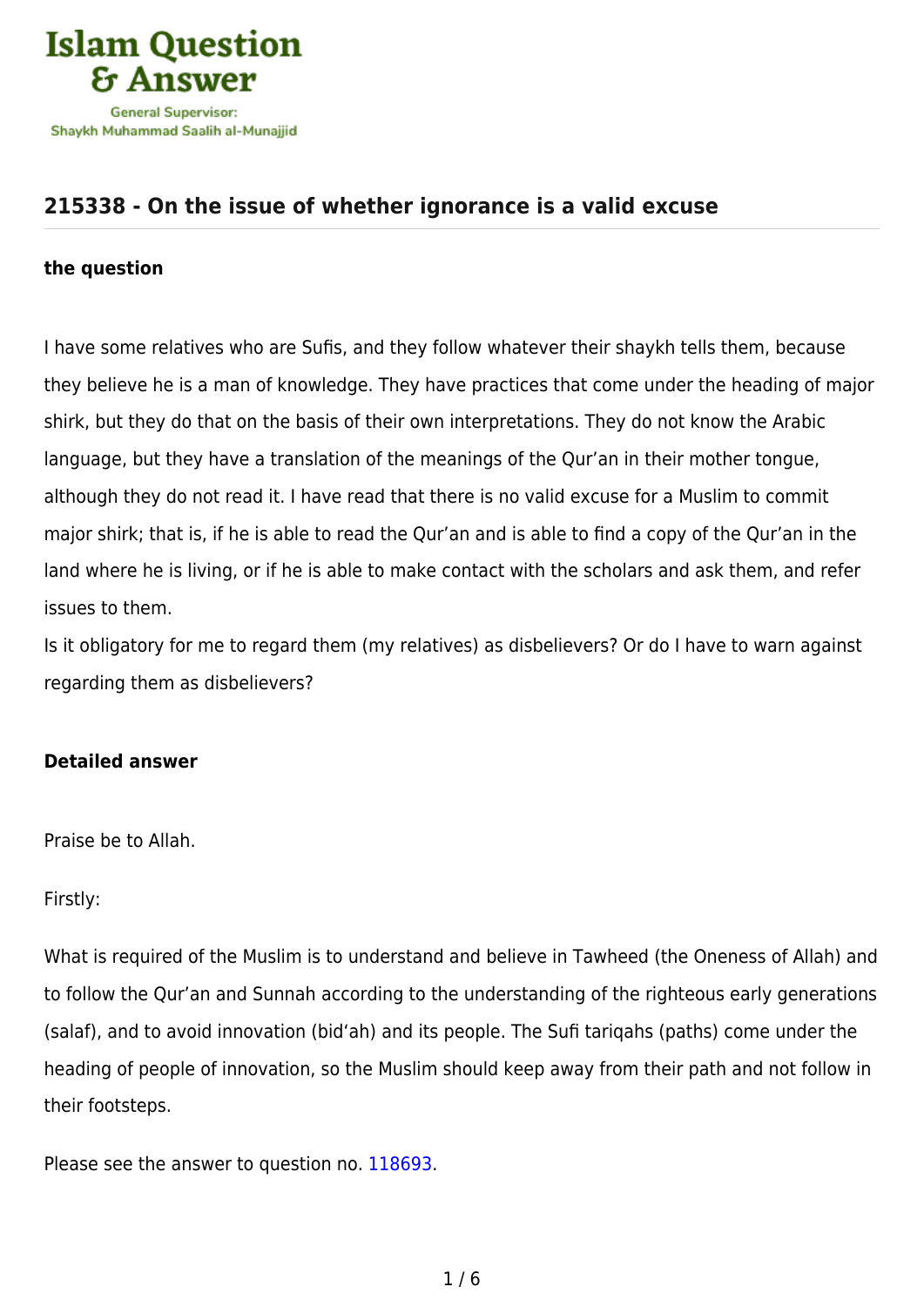# Islam Question & Answer

General Supervisor:
Shaykh Muhammad Saalih al-Munajjid

## 215338 - On the issue of whether ignorance is a valid excuse

### the question

I have some relatives who are Sufis, and they follow whatever their shaykh tells them, because they believe he is a man of knowledge. They have practices that come under the heading of major shirk, but they do that on the basis of their own interpretations. They do not know the Arabic language, but they have a translation of the meanings of the Qur'an in their mother tongue, although they do not read it. I have read that there is no valid excuse for a Muslim to commit major shirk; that is, if he is able to read the Qur'an and is able to find a copy of the Qur'an in the land where he is living, or if he is able to make contact with the scholars and ask them, and refer issues to them.

Is it obligatory for me to regard them (my relatives) as disbelievers? Or do I have to warn against regarding them as disbelievers?

### Detailed answer

Praise be to Allah.

Firstly:

What is required of the Muslim is to understand and believe in Tawheed (the Oneness of Allah) and to follow the Qur'an and Sunnah according to the understanding of the righteous early generations (salaf), and to avoid innovation (bid'ah) and its people. The Sufi tariqahs (paths) come under the heading of people of innovation, so the Muslim should keep away from their path and not follow in their footsteps.

Please see the answer to question no. 118693.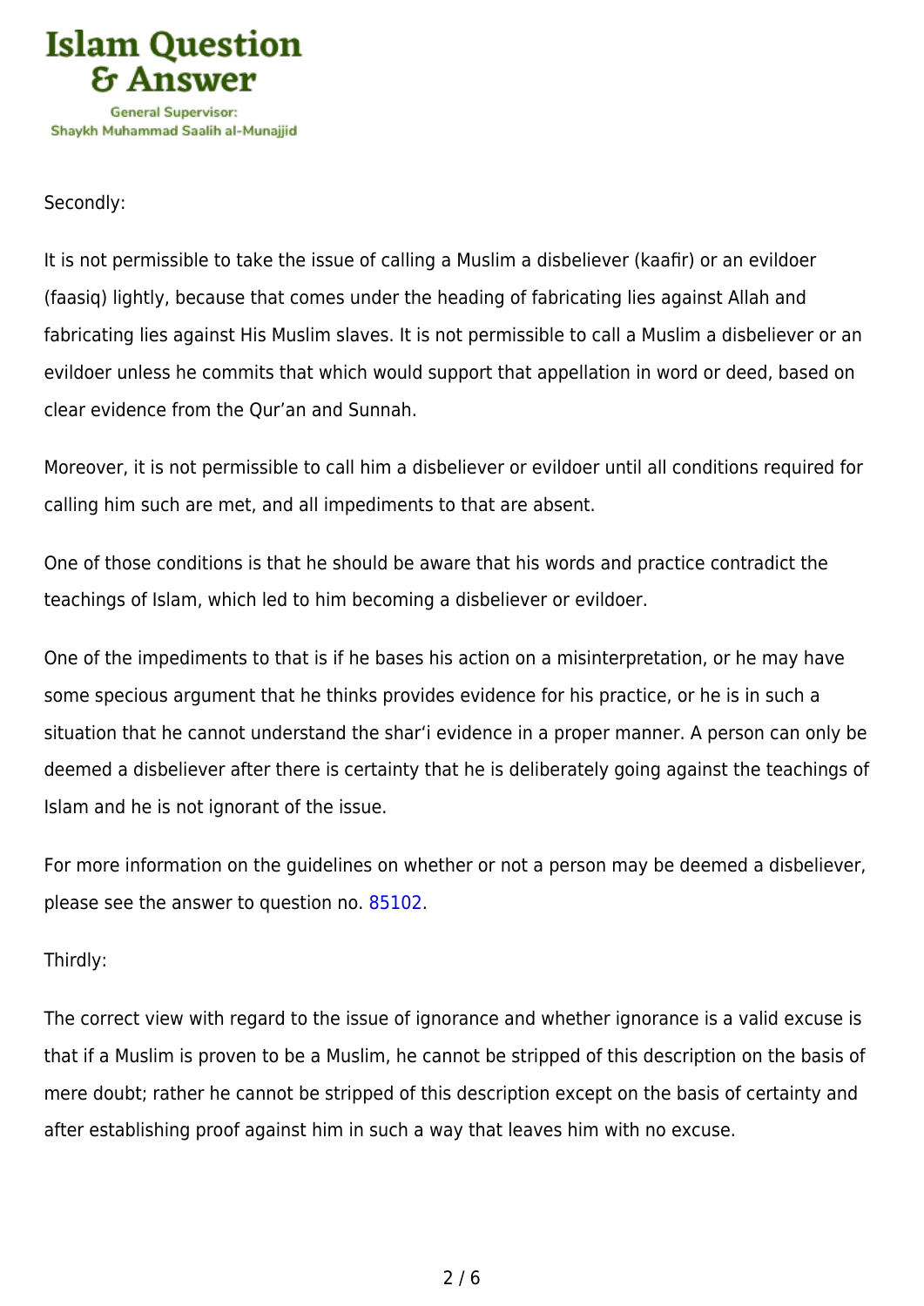Secondly:

It is not permissible to take the issue of calling a Muslim a disbeliever (kaafir) or an evildoer (faasiq) lightly, because that comes under the heading of fabricating lies against Allah and fabricating lies against His Muslim slaves. It is not permissible to call a Muslim a disbeliever or an evildoer unless he commits that which would support that appellation in word or deed, based on clear evidence from the Qur'an and Sunnah.

Moreover, it is not permissible to call him a disbeliever or evildoer until all conditions required for calling him such are met, and all impediments to that are absent.

One of those conditions is that he should be aware that his words and practice contradict the teachings of Islam, which led to him becoming a disbeliever or evildoer.

One of the impediments to that is if he bases his action on a misinterpretation, or he may have some specious argument that he thinks provides evidence for his practice, or he is in such a situation that he cannot understand the shar'i evidence in a proper manner. A person can only be deemed a disbeliever after there is certainty that he is deliberately going against the teachings of Islam and he is not ignorant of the issue.

For more information on the guidelines on whether or not a person may be deemed a disbeliever, please see the answer to question no. 85102.

Thirdly:

The correct view with regard to the issue of ignorance and whether ignorance is a valid excuse is that if a Muslim is proven to be a Muslim, he cannot be stripped of this description on the basis of mere doubt; rather he cannot be stripped of this description except on the basis of certainty and after establishing proof against him in such a way that leaves him with no excuse.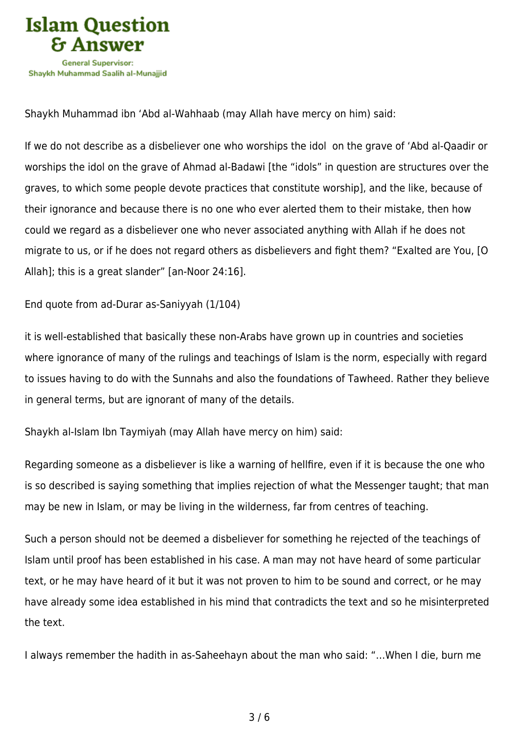Shaykh Muhammad ibn 'Abd al-Wahhaab (may Allah have mercy on him) said:

If we do not describe as a disbeliever one who worships the idol on the grave of 'Abd al-Qaadir or worships the idol on the grave of Ahmad al-Badawi [the "idols" in question are structures over the graves, to which some people devote practices that constitute worship], and the like, because of their ignorance and because there is no one who ever alerted them to their mistake, then how could we regard as a disbeliever one who never associated anything with Allah if he does not migrate to us, or if he does not regard others as disbelievers and fight them? "Exalted are You, [O Allah]; this is a great slander" [an-Noor 24:16].

End quote from ad-Durar as-Saniyyah (1/104)

it is well-established that basically these non-Arabs have grown up in countries and societies where ignorance of many of the rulings and teachings of Islam is the norm, especially with regard to issues having to do with the Sunnahs and also the foundations of Tawheed. Rather they believe in general terms, but are ignorant of many of the details.

Shaykh al-Islam Ibn Taymiyah (may Allah have mercy on him) said:

Regarding someone as a disbeliever is like a warning of hellfire, even if it is because the one who is so described is saying something that implies rejection of what the Messenger taught; that man may be new in Islam, or may be living in the wilderness, far from centres of teaching.

Such a person should not be deemed a disbeliever for something he rejected of the teachings of Islam until proof has been established in his case. A man may not have heard of some particular text, or he may have heard of it but it was not proven to him to be sound and correct, or he may have already some idea established in his mind that contradicts the text and so he misinterpreted the text.

I always remember the hadith in as-Saheehayn about the man who said: "…When I die, burn me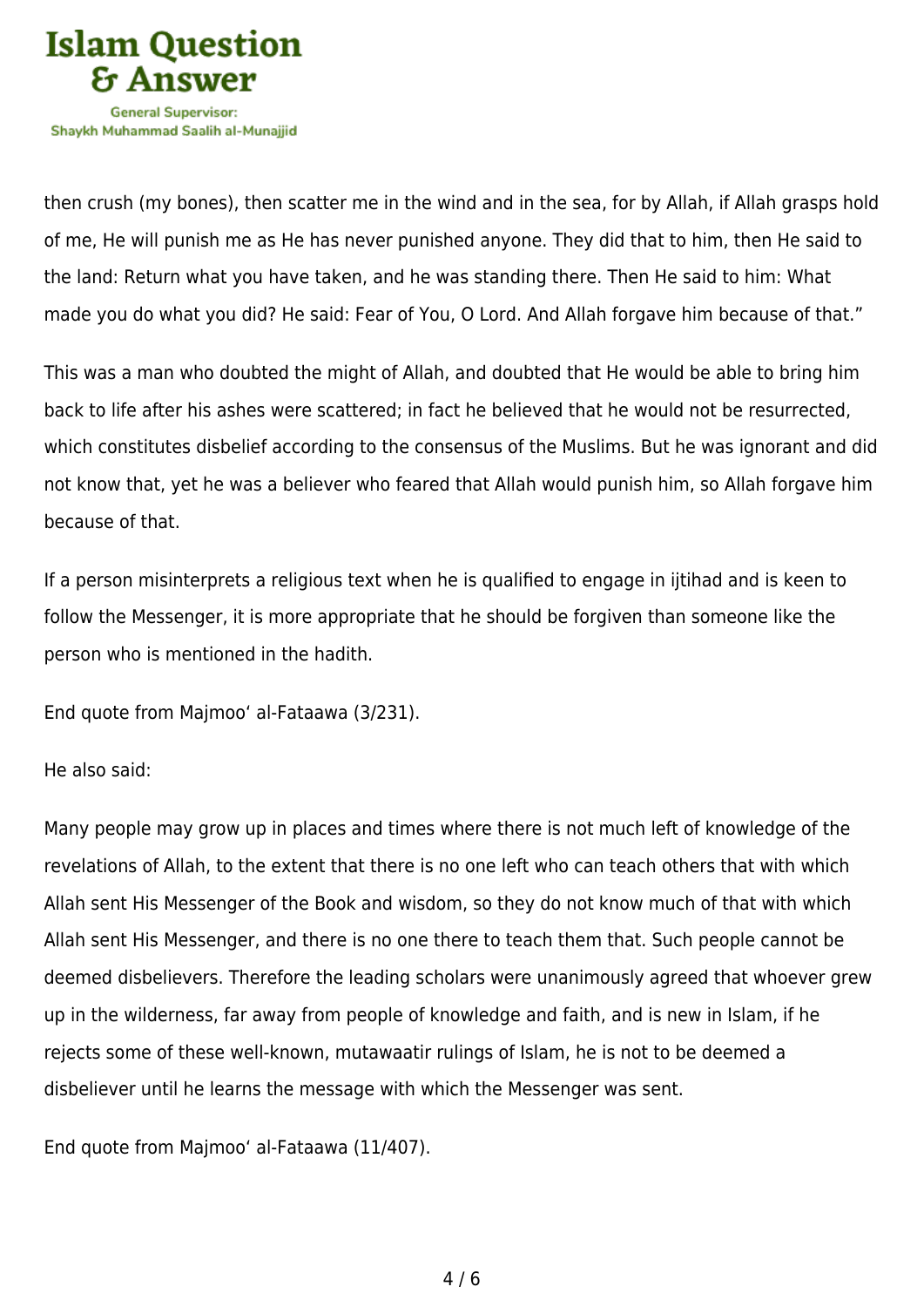then crush (my bones), then scatter me in the wind and in the sea, for by Allah, if Allah grasps hold of me, He will punish me as He has never punished anyone. They did that to him, then He said to the land: Return what you have taken, and he was standing there. Then He said to him: What made you do what you did? He said: Fear of You, O Lord. And Allah forgave him because of that."

This was a man who doubted the might of Allah, and doubted that He would be able to bring him back to life after his ashes were scattered; in fact he believed that he would not be resurrected, which constitutes disbelief according to the consensus of the Muslims. But he was ignorant and did not know that, yet he was a believer who feared that Allah would punish him, so Allah forgave him because of that.

If a person misinterprets a religious text when he is qualified to engage in ijtihad and is keen to follow the Messenger, it is more appropriate that he should be forgiven than someone like the person who is mentioned in the hadith.

End quote from Majmoo' al-Fataawa (3/231).

He also said:

Many people may grow up in places and times where there is not much left of knowledge of the revelations of Allah, to the extent that there is no one left who can teach others that with which Allah sent His Messenger of the Book and wisdom, so they do not know much of that with which Allah sent His Messenger, and there is no one there to teach them that. Such people cannot be deemed disbelievers. Therefore the leading scholars were unanimously agreed that whoever grew up in the wilderness, far away from people of knowledge and faith, and is new in Islam, if he rejects some of these well-known, mutawaatir rulings of Islam, he is not to be deemed a disbeliever until he learns the message with which the Messenger was sent.

End quote from Majmoo' al-Fataawa (11/407).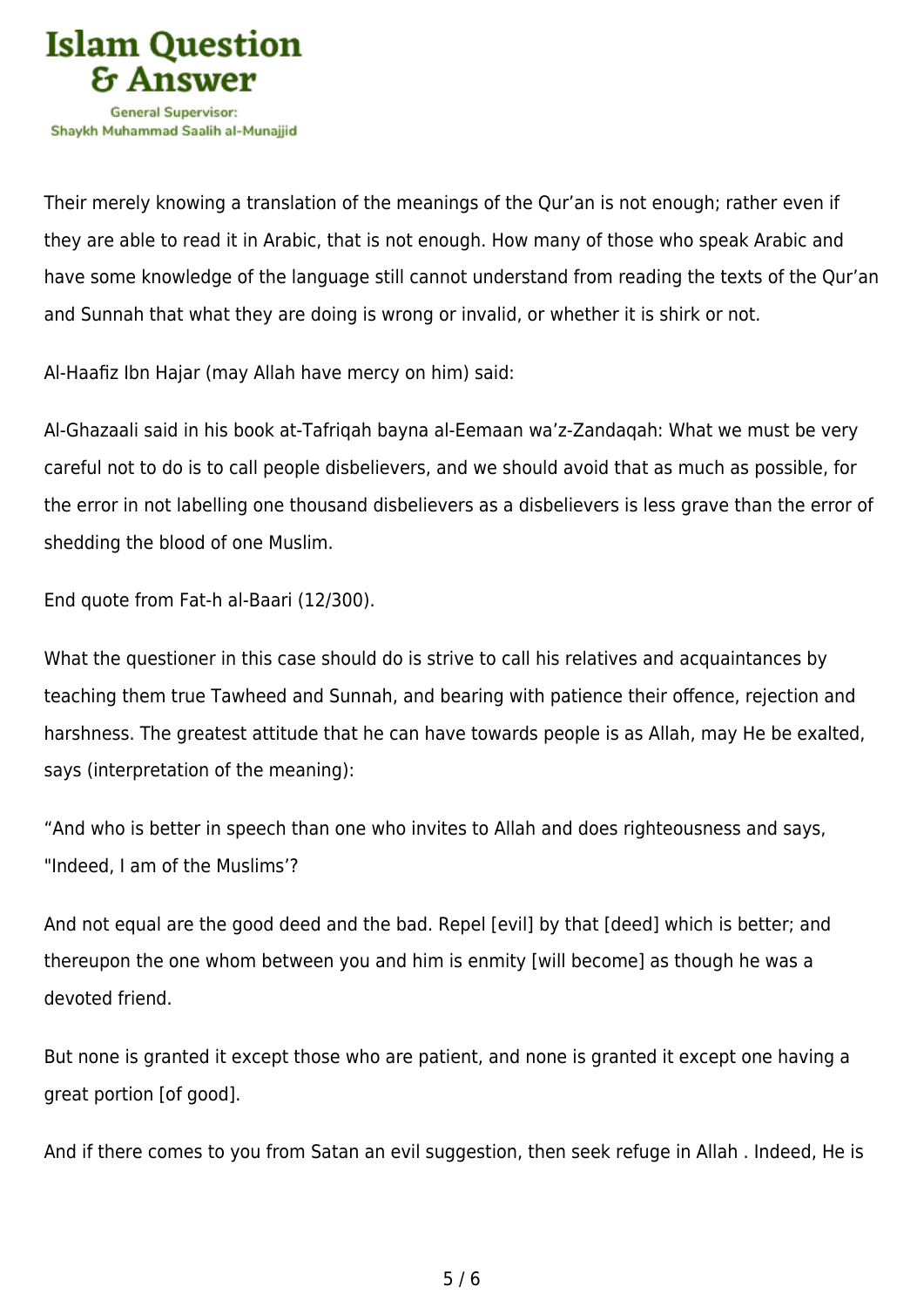Their merely knowing a translation of the meanings of the Qur'an is not enough; rather even if they are able to read it in Arabic, that is not enough. How many of those who speak Arabic and have some knowledge of the language still cannot understand from reading the texts of the Qur'an and Sunnah that what they are doing is wrong or invalid, or whether it is shirk or not.

Al-Haafiz Ibn Hajar (may Allah have mercy on him) said:

Al-Ghazaali said in his book at-Tafriqah bayna al-Eemaan wa'z-Zandaqah: What we must be very careful not to do is to call people disbelievers, and we should avoid that as much as possible, for the error in not labelling one thousand disbelievers as a disbelievers is less grave than the error of shedding the blood of one Muslim.

End quote from Fat-h al-Baari (12/300).

What the questioner in this case should do is strive to call his relatives and acquaintances by teaching them true Tawheed and Sunnah, and bearing with patience their offence, rejection and harshness. The greatest attitude that he can have towards people is as Allah, may He be exalted, says (interpretation of the meaning):

"And who is better in speech than one who invites to Allah and does righteousness and says, "Indeed, I am of the Muslims'?

And not equal are the good deed and the bad. Repel [evil] by that [deed] which is better; and thereupon the one whom between you and him is enmity [will become] as though he was a devoted friend.

But none is granted it except those who are patient, and none is granted it except one having a great portion [of good].

And if there comes to you from Satan an evil suggestion, then seek refuge in Allah . Indeed, He is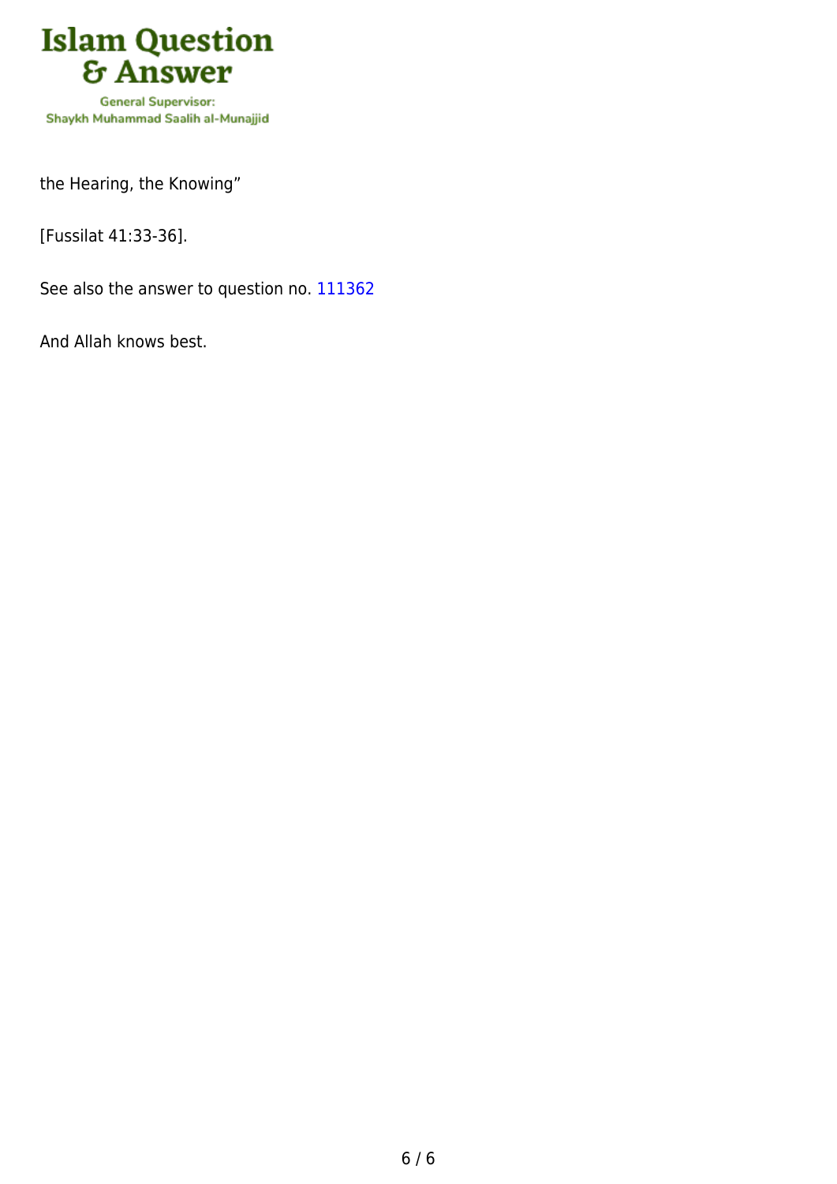the Hearing, the Knowing”

[Fussilat 41:33-36].

See also the answer to question no. 111362

And Allah knows best.